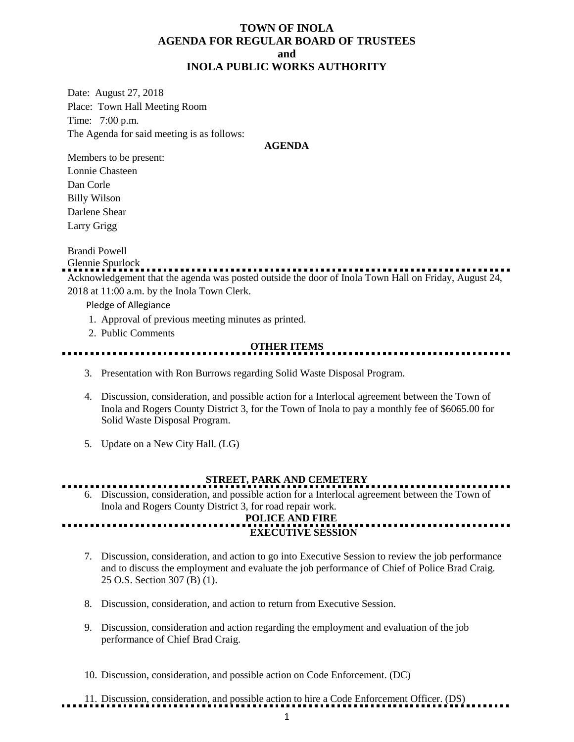# TOWN OF INOLA
## AGENDA FOR REGULAR BOARD OF TRUSTEES
## and
## INOLA PUBLIC WORKS AUTHORITY

Date: August 27, 2018

Place: Town Hall Meeting Room

Time: 7:00 p.m.

The Agenda for said meeting is as follows:

**AGENDA**

Members to be present:

Lonnie Chasteen

Dan Corle

Billy Wilson

Darlene Shear

Larry Grigg

Brandi Powell

Glennie Spurlock

Acknowledgement that the agenda was posted outside the door of Inola Town Hall on Friday, August 24, 2018 at 11:00 a.m. by the Inola Town Clerk.

Pledge of Allegiance

1. Approval of previous meeting minutes as printed.
2. Public Comments

**OTHER ITEMS**

3. Presentation with Ron Burrows regarding Solid Waste Disposal Program.
4. Discussion, consideration, and possible action for a Interlocal agreement between the Town of Inola and Rogers County District 3, for the Town of Inola to pay a monthly fee of $6065.00 for Solid Waste Disposal Program.
5. Update on a New City Hall. (LG)

**STREET, PARK AND CEMETERY**

6. Discussion, consideration, and possible action for a Interlocal agreement between the Town of Inola and Rogers County District 3, for road repair work.

**POLICE AND FIRE**

**EXECUTIVE SESSION**

7. Discussion, consideration, and action to go into Executive Session to review the job performance and to discuss the employment and evaluate the job performance of Chief of Police Brad Craig. 25 O.S. Section 307 (B) (1).
8. Discussion, consideration, and action to return from Executive Session.
9. Discussion, consideration and action regarding the employment and evaluation of the job performance of Chief Brad Craig.
10. Discussion, consideration, and possible action on Code Enforcement. (DC)
11. Discussion, consideration, and possible action to hire a Code Enforcement Officer. (DS)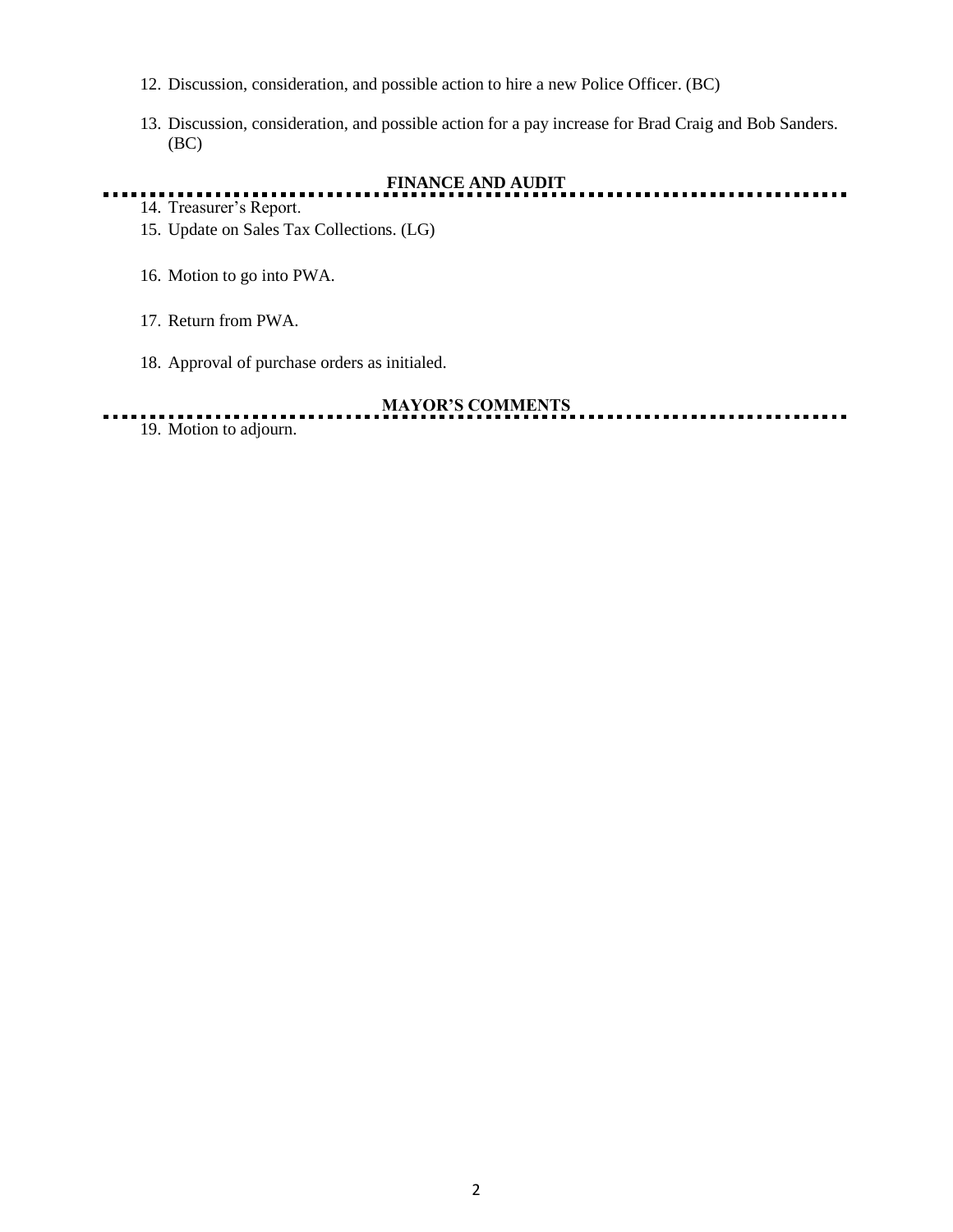12. Discussion, consideration, and possible action to hire a new Police Officer. (BC)

13. Discussion, consideration, and possible action for a pay increase for Brad Craig and Bob Sanders. (BC)

## FINANCE AND AUDIT

14. Treasurer's Report.
15. Update on Sales Tax Collections. (LG)

16. Motion to go into PWA.

17. Return from PWA.

18. Approval of purchase orders as initialed.

## MAYOR'S COMMENTS

19. Motion to adjourn.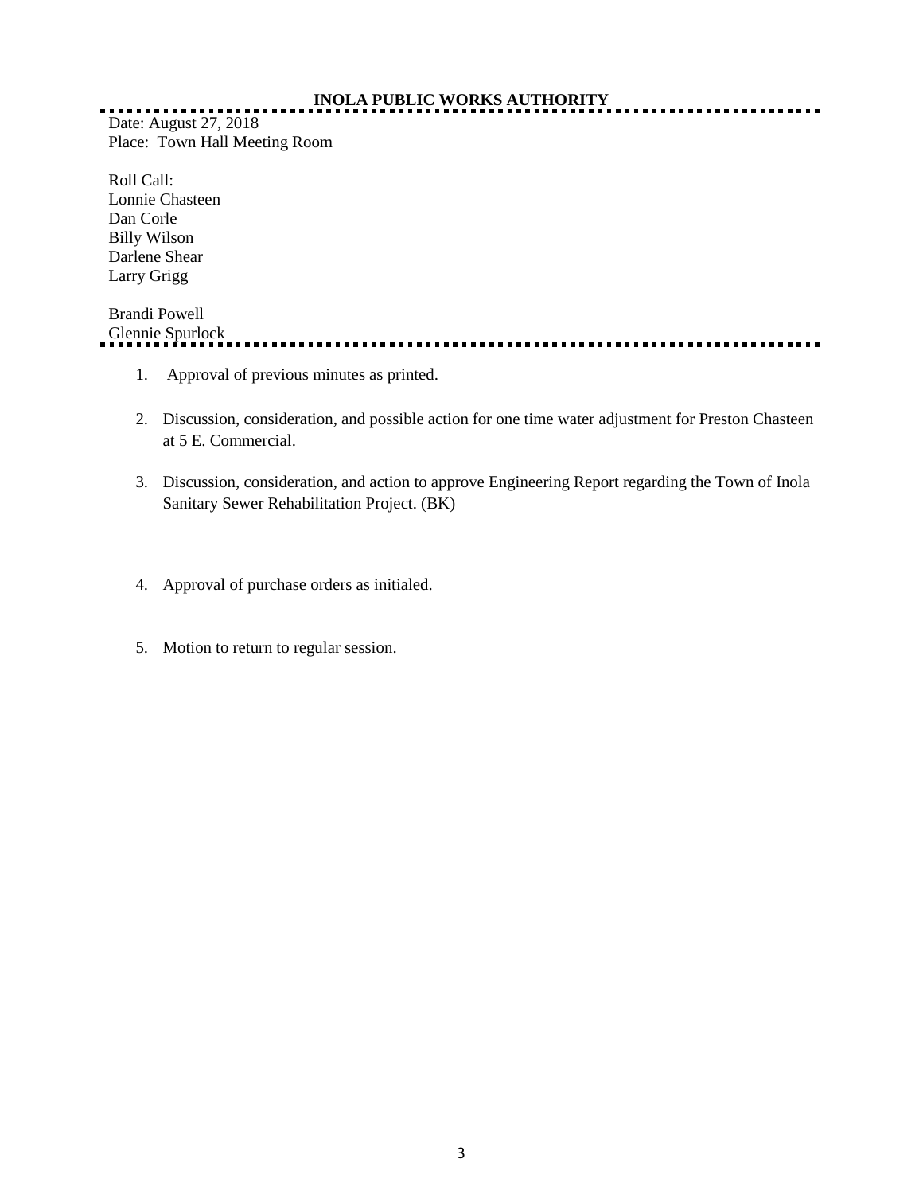**INOLA PUBLIC WORKS AUTHORITY**

Date: August 27, 2018
Place: Town Hall Meeting Room

Roll Call:
Lonnie Chasteen
Dan Corle
Billy Wilson
Darlene Shear
Larry Grigg

Brandi Powell
Glennie Spurlock

1. Approval of previous minutes as printed.

2. Discussion, consideration, and possible action for one time water adjustment for Preston Chasteen at 5 E. Commercial.

3. Discussion, consideration, and action to approve Engineering Report regarding the Town of Inola Sanitary Sewer Rehabilitation Project. (BK)

4. Approval of purchase orders as initialed.

5. Motion to return to regular session.